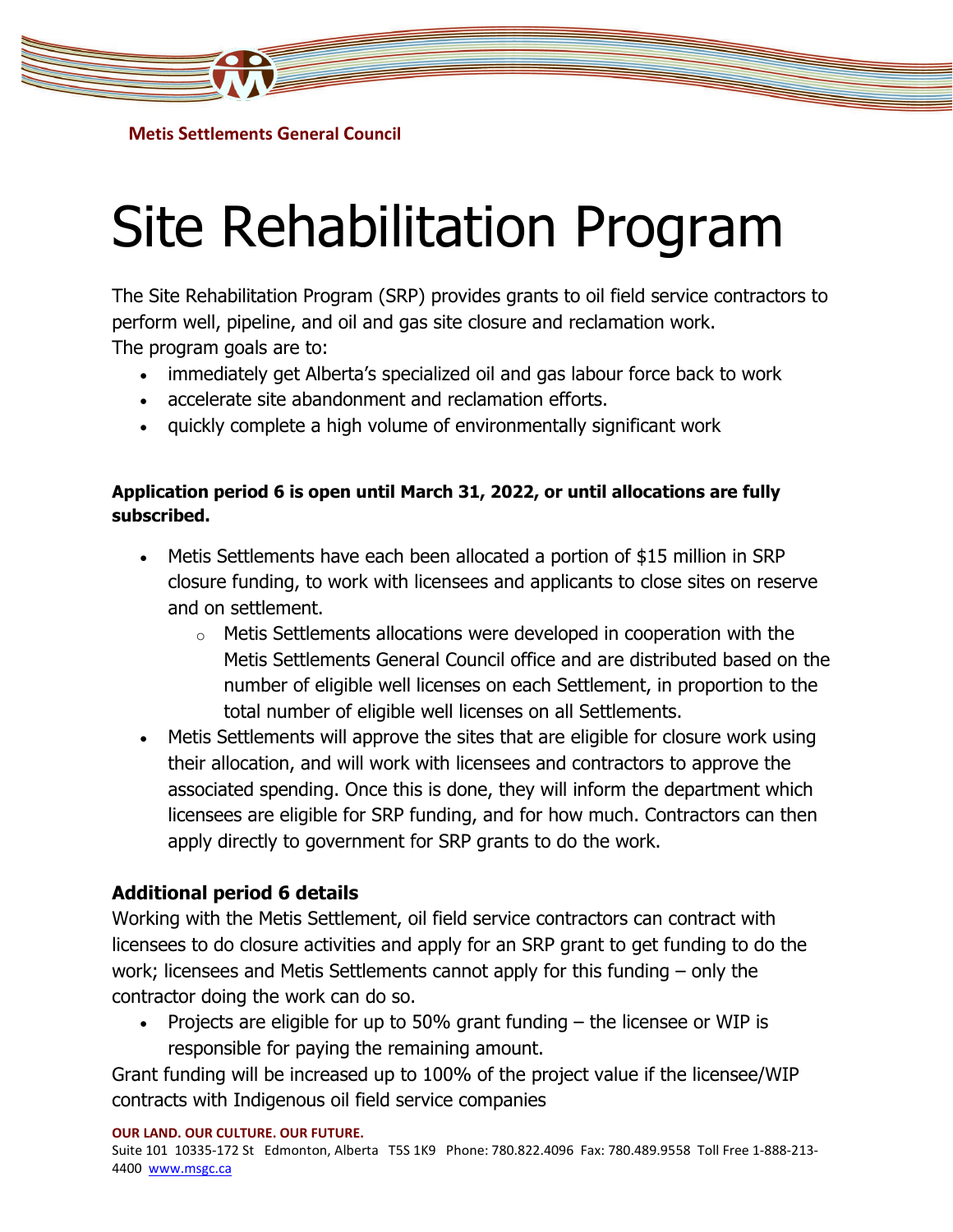Metis Settlements General Council

# Site Rehabilitation Program

The Site Rehabilitation Program (SRP) provides grants to oil field service contractors to perform well, pipeline, and oil and gas site closure and reclamation work.
The program goals are to:

- immediately get Alberta's specialized oil and gas labour force back to work
- accelerate site abandonment and reclamation efforts.
- quickly complete a high volume of environmentally significant work

**Application period 6 is open until March 31, 2022, or until allocations are fully subscribed.**

- Metis Settlements have each been allocated a portion of $15 million in SRP closure funding, to work with licensees and applicants to close sites on reserve and on settlement.
  - Metis Settlements allocations were developed in cooperation with the Metis Settlements General Council office and are distributed based on the number of eligible well licenses on each Settlement, in proportion to the total number of eligible well licenses on all Settlements.
- Metis Settlements will approve the sites that are eligible for closure work using their allocation, and will work with licensees and contractors to approve the associated spending. Once this is done, they will inform the department which licensees are eligible for SRP funding, and for how much. Contractors can then apply directly to government for SRP grants to do the work.

## Additional period 6 details

Working with the Metis Settlement, oil field service contractors can contract with licensees to do closure activities and apply for an SRP grant to get funding to do the work; licensees and Metis Settlements cannot apply for this funding – only the contractor doing the work can do so.

- Projects are eligible for up to 50% grant funding – the licensee or WIP is responsible for paying the remaining amount.

Grant funding will be increased up to 100% of the project value if the licensee/WIP contracts with Indigenous oil field service companies

**OUR LAND. OUR CULTURE. OUR FUTURE.**
Suite 101 10335-172 St Edmonton, Alberta T5S 1K9 Phone: 780.822.4096 Fax: 780.489.9558 Toll Free 1-888-213-4400 www.msgc.ca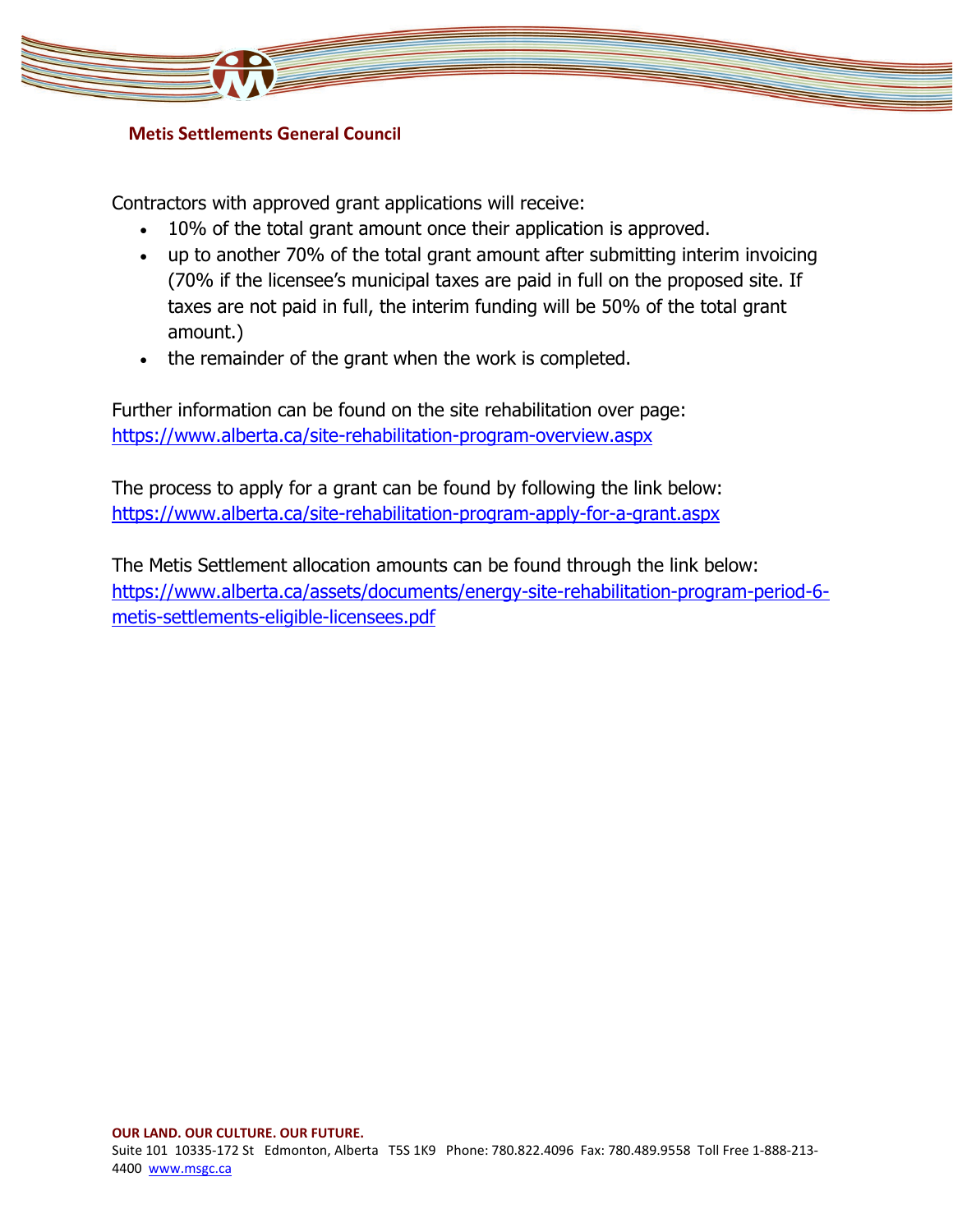Contractors with approved grant applications will receive:

- 10% of the total grant amount once their application is approved.
- up to another 70% of the total grant amount after submitting interim invoicing (70% if the licensee's municipal taxes are paid in full on the proposed site. If taxes are not paid in full, the interim funding will be 50% of the total grant amount.)
- the remainder of the grant when the work is completed.

Further information can be found on the site rehabilitation over page:
https://www.alberta.ca/site-rehabilitation-program-overview.aspx

The process to apply for a grant can be found by following the link below:
https://www.alberta.ca/site-rehabilitation-program-apply-for-a-grant.aspx

The Metis Settlement allocation amounts can be found through the link below:
https://www.alberta.ca/assets/documents/energy-site-rehabilitation-program-period-6-metis-settlements-eligible-licensees.pdf